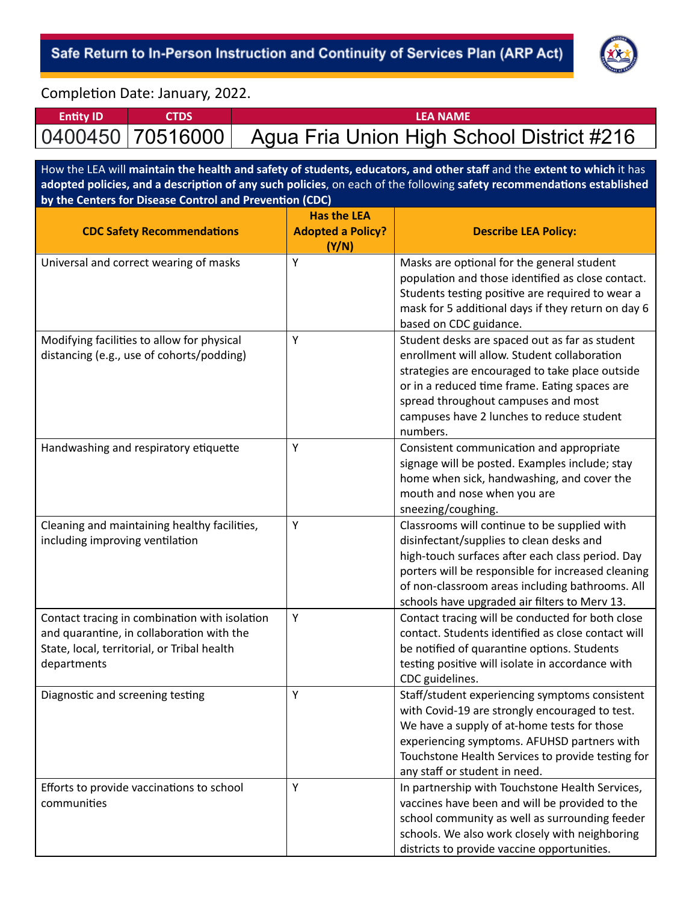# Safe Return to In-Person Instruction and Continuity of Services Plan (ARP Act)

Completion Date: January, 2022.

| Entity ID | CTDS | LEA NAME |
|---|---|---|
| 0400450 | 70516000 | Agua Fria Union High School District #216 |

How the LEA will **maintain the health and safety of students, educators, and other staff** and the **extent to which** it has **adopted policies, and a description of any such policies**, on each of the following **safety recommendations established by the Centers for Disease Control and Prevention (CDC)**

| CDC Safety Recommendations | Has the LEA Adopted a Policy? (Y/N) | Describe LEA Policy: |
|---|---|---|
| Universal and correct wearing of masks | Y | Masks are optional for the general student population and those identified as close contact. Students testing positive are required to wear a mask for 5 additional days if they return on day 6 based on CDC guidance. |
| Modifying facilities to allow for physical distancing (e.g., use of cohorts/podding) | Y | Student desks are spaced out as far as student enrollment will allow. Student collaboration strategies are encouraged to take place outside or in a reduced time frame. Eating spaces are spread throughout campuses and most campuses have 2 lunches to reduce student numbers. |
| Handwashing and respiratory etiquette | Y | Consistent communication and appropriate signage will be posted. Examples include; stay home when sick, handwashing, and cover the mouth and nose when you are sneezing/coughing. |
| Cleaning and maintaining healthy facilities, including improving ventilation | Y | Classrooms will continue to be supplied with disinfectant/supplies to clean desks and high-touch surfaces after each class period. Day porters will be responsible for increased cleaning of non-classroom areas including bathrooms. All schools have upgraded air filters to Merv 13. |
| Contact tracing in combination with isolation and quarantine, in collaboration with the State, local, territorial, or Tribal health departments | Y | Contact tracing will be conducted for both close contact. Students identified as close contact will be notified of quarantine options. Students testing positive will isolate in accordance with CDC guidelines. |
| Diagnostic and screening testing | Y | Staff/student experiencing symptoms consistent with Covid-19 are strongly encouraged to test. We have a supply of at-home tests for those experiencing symptoms. AFUHSD partners with Touchstone Health Services to provide testing for any staff or student in need. |
| Efforts to provide vaccinations to school communities | Y | In partnership with Touchstone Health Services, vaccines have been and will be provided to the school community as well as surrounding feeder schools. We also work closely with neighboring districts to provide vaccine opportunities. |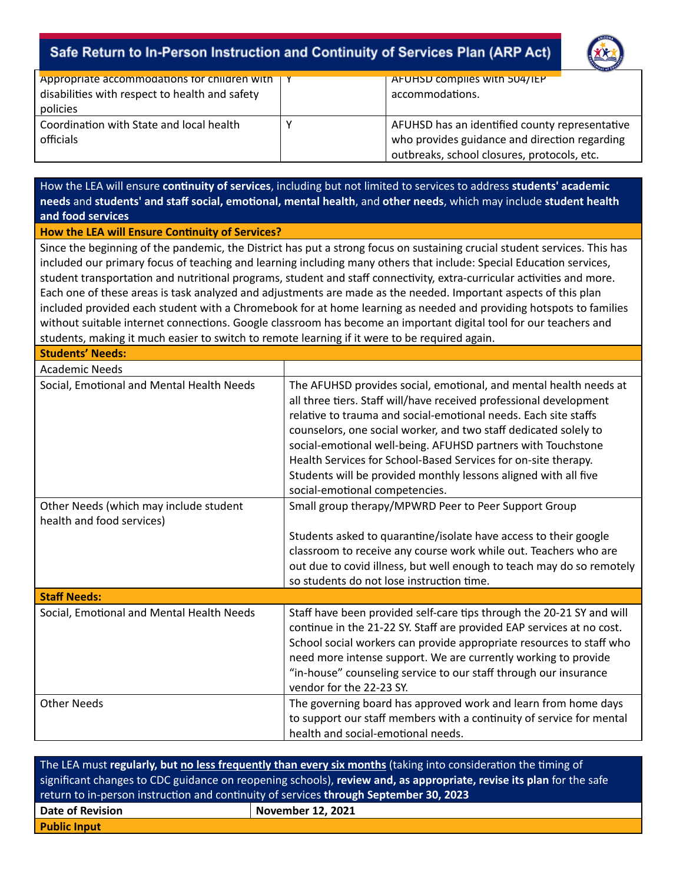| | | |
|---|---|---|
| Appropriate accommodations for children with disabilities with respect to health and safety policies | Y | AFUHSD complies with 504/IEP accommodations. |
| Coordination with State and local health officials | Y | AFUHSD has an identified county representative who provides guidance and direction regarding outbreaks, school closures, protocols, etc. |

How the LEA will ensure **continuity of services**, including but not limited to services to address **students' academic needs** and **students' and staff social, emotional, mental health**, and **other needs**, which may include **student health and food services**

**How the LEA will Ensure Continuity of Services?**

Since the beginning of the pandemic, the District has put a strong focus on sustaining crucial student services. This has included our primary focus of teaching and learning including many others that include: Special Education services, student transportation and nutritional programs, student and staff connectivity, extra-curricular activities and more. Each one of these areas is task analyzed and adjustments are made as the needed. Important aspects of this plan included provided each student with a Chromebook for at home learning as needed and providing hotspots to families without suitable internet connections. Google classroom has become an important digital tool for our teachers and students, making it much easier to switch to remote learning if it were to be required again.

| **Students' Needs:** | |
|---|---|
| Academic Needs | |
| Social, Emotional and Mental Health Needs | The AFUHSD provides social, emotional, and mental health needs at all three tiers. Staff will/have received professional development relative to trauma and social-emotional needs. Each site staffs counselors, one social worker, and two staff dedicated solely to social-emotional well-being. AFUHSD partners with Touchstone Health Services for School-Based Services for on-site therapy. Students will be provided monthly lessons aligned with all five social-emotional competencies. |
| Other Needs (which may include student health and food services) | Small group therapy/MPWRD Peer to Peer Support Group<br><br>Students asked to quarantine/isolate have access to their google classroom to receive any course work while out. Teachers who are out due to covid illness, but well enough to teach may do so remotely so students do not lose instruction time. |
| **Staff Needs:** | |
| Social, Emotional and Mental Health Needs | Staff have been provided self-care tips through the 20-21 SY and will continue in the 21-22 SY. Staff are provided EAP services at no cost. School social workers can provide appropriate resources to staff who need more intense support. We are currently working to provide "in-house" counseling service to our staff through our insurance vendor for the 22-23 SY. |
| Other Needs | The governing board has approved work and learn from home days to support our staff members with a continuity of service for mental health and social-emotional needs. |

The LEA must **regularly, but no less frequently than every six months** (taking into consideration the timing of significant changes to CDC guidance on reopening schools), **review and, as appropriate, revise its plan** for the safe return to in-person instruction and continuity of services **through September 30, 2023**

| **Date of Revision** | **November 12, 2021** |
|---|---|
| **Public Input** | |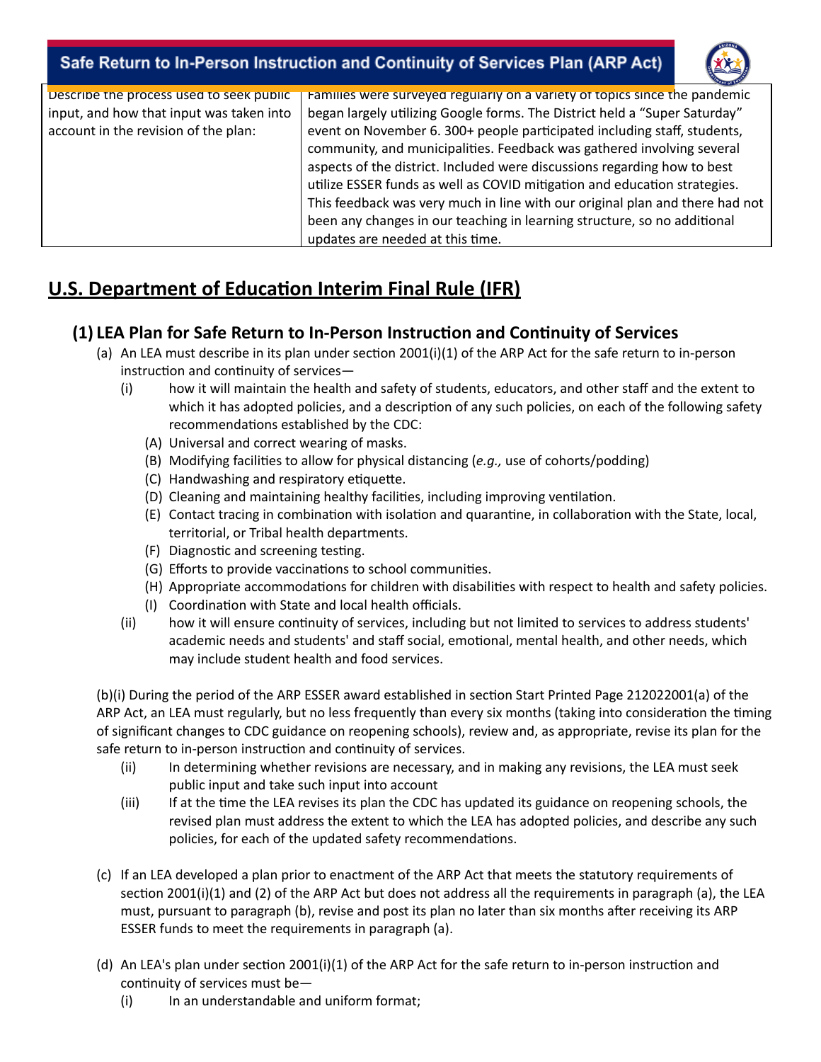| Describe the process used to seek public input, and how that input was taken into account in the revision of the plan: | Families were surveyed regularly on a variety of topics since the pandemic began largely utilizing Google forms. The District held a "Super Saturday" event on November 6. 300+ people participated including staff, students, community, and municipalities. Feedback was gathered involving several aspects of the district. Included were discussions regarding how to best utilize ESSER funds as well as COVID mitigation and education strategies. This feedback was very much in line with our original plan and there had not been any changes in our teaching in learning structure, so no additional updates are needed at this time. |
|---|---|

## U.S. Department of Education Interim Final Rule (IFR)

### (1) LEA Plan for Safe Return to In-Person Instruction and Continuity of Services

(a) An LEA must describe in its plan under section 2001(i)(1) of the ARP Act for the safe return to in-person instruction and continuity of services—

- (i) how it will maintain the health and safety of students, educators, and other staff and the extent to which it has adopted policies, and a description of any such policies, on each of the following safety recommendations established by the CDC:
  - (A) Universal and correct wearing of masks.
  - (B) Modifying facilities to allow for physical distancing (*e.g.,* use of cohorts/podding)
  - (C) Handwashing and respiratory etiquette.
  - (D) Cleaning and maintaining healthy facilities, including improving ventilation.
  - (E) Contact tracing in combination with isolation and quarantine, in collaboration with the State, local, territorial, or Tribal health departments.
  - (F) Diagnostic and screening testing.
  - (G) Efforts to provide vaccinations to school communities.
  - (H) Appropriate accommodations for children with disabilities with respect to health and safety policies.
  - (I) Coordination with State and local health officials.
- (ii) how it will ensure continuity of services, including but not limited to services to address students' academic needs and students' and staff social, emotional, mental health, and other needs, which may include student health and food services.

(b)(i) During the period of the ARP ESSER award established in section Start Printed Page 212022001(a) of the ARP Act, an LEA must regularly, but no less frequently than every six months (taking into consideration the timing of significant changes to CDC guidance on reopening schools), review and, as appropriate, revise its plan for the safe return to in-person instruction and continuity of services.

- (ii) In determining whether revisions are necessary, and in making any revisions, the LEA must seek public input and take such input into account
- (iii) If at the time the LEA revises its plan the CDC has updated its guidance on reopening schools, the revised plan must address the extent to which the LEA has adopted policies, and describe any such policies, for each of the updated safety recommendations.

(c) If an LEA developed a plan prior to enactment of the ARP Act that meets the statutory requirements of section 2001(i)(1) and (2) of the ARP Act but does not address all the requirements in paragraph (a), the LEA must, pursuant to paragraph (b), revise and post its plan no later than six months after receiving its ARP ESSER funds to meet the requirements in paragraph (a).

(d) An LEA's plan under section 2001(i)(1) of the ARP Act for the safe return to in-person instruction and continuity of services must be—

- (i) In an understandable and uniform format;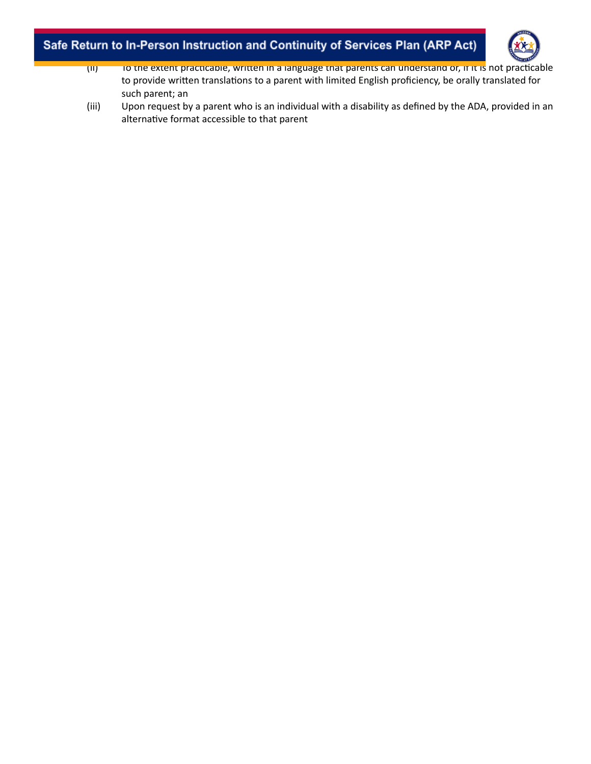(ii) To the extent practicable, written in a language that parents can understand or, if it is not practicable to provide written translations to a parent with limited English proficiency, be orally translated for such parent; an

(iii) Upon request by a parent who is an individual with a disability as defined by the ADA, provided in an alternative format accessible to that parent